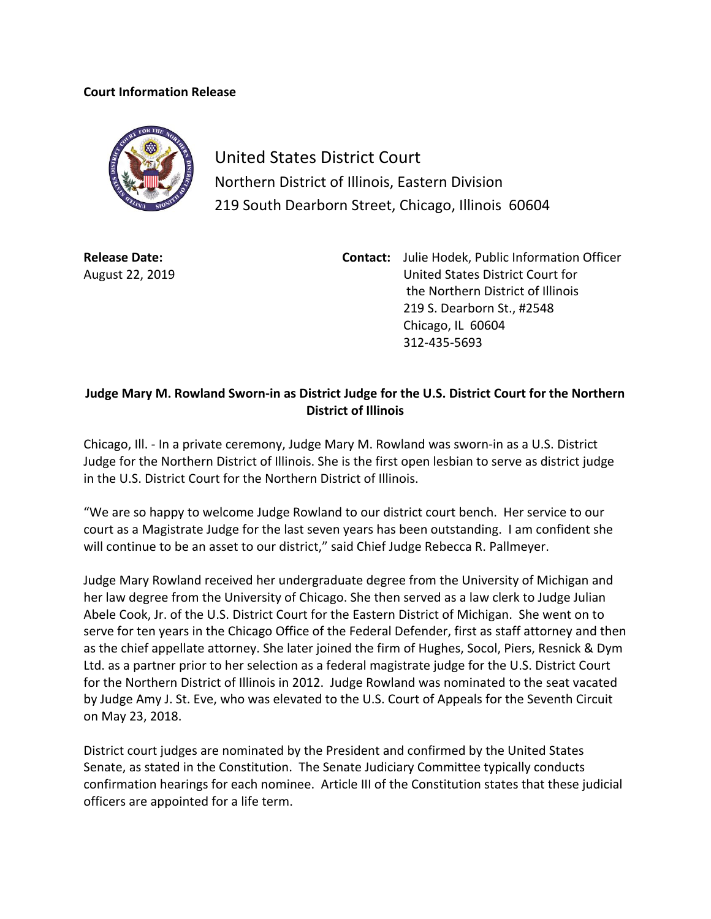**Court Information Release**

United States District Court
Northern District of Illinois, Eastern Division
219 South Dearborn Street, Chicago, Illinois 60604

**Release Date:**
August 22, 2019

**Contact:** Julie Hodek, Public Information Officer
United States District Court for
the Northern District of Illinois
219 S. Dearborn St., #2548
Chicago, IL 60604
312-435-5693

**Judge Mary M. Rowland Sworn-in as District Judge for the U.S. District Court for the Northern District of Illinois**

Chicago, Ill. - In a private ceremony, Judge Mary M. Rowland was sworn-in as a U.S. District Judge for the Northern District of Illinois. She is the first open lesbian to serve as district judge in the U.S. District Court for the Northern District of Illinois.

"We are so happy to welcome Judge Rowland to our district court bench. Her service to our court as a Magistrate Judge for the last seven years has been outstanding. I am confident she will continue to be an asset to our district," said Chief Judge Rebecca R. Pallmeyer.

Judge Mary Rowland received her undergraduate degree from the University of Michigan and her law degree from the University of Chicago. She then served as a law clerk to Judge Julian Abele Cook, Jr. of the U.S. District Court for the Eastern District of Michigan. She went on to serve for ten years in the Chicago Office of the Federal Defender, first as staff attorney and then as the chief appellate attorney. She later joined the firm of Hughes, Socol, Piers, Resnick & Dym Ltd. as a partner prior to her selection as a federal magistrate judge for the U.S. District Court for the Northern District of Illinois in 2012. Judge Rowland was nominated to the seat vacated by Judge Amy J. St. Eve, who was elevated to the U.S. Court of Appeals for the Seventh Circuit on May 23, 2018.

District court judges are nominated by the President and confirmed by the United States Senate, as stated in the Constitution. The Senate Judiciary Committee typically conducts confirmation hearings for each nominee. Article III of the Constitution states that these judicial officers are appointed for a life term.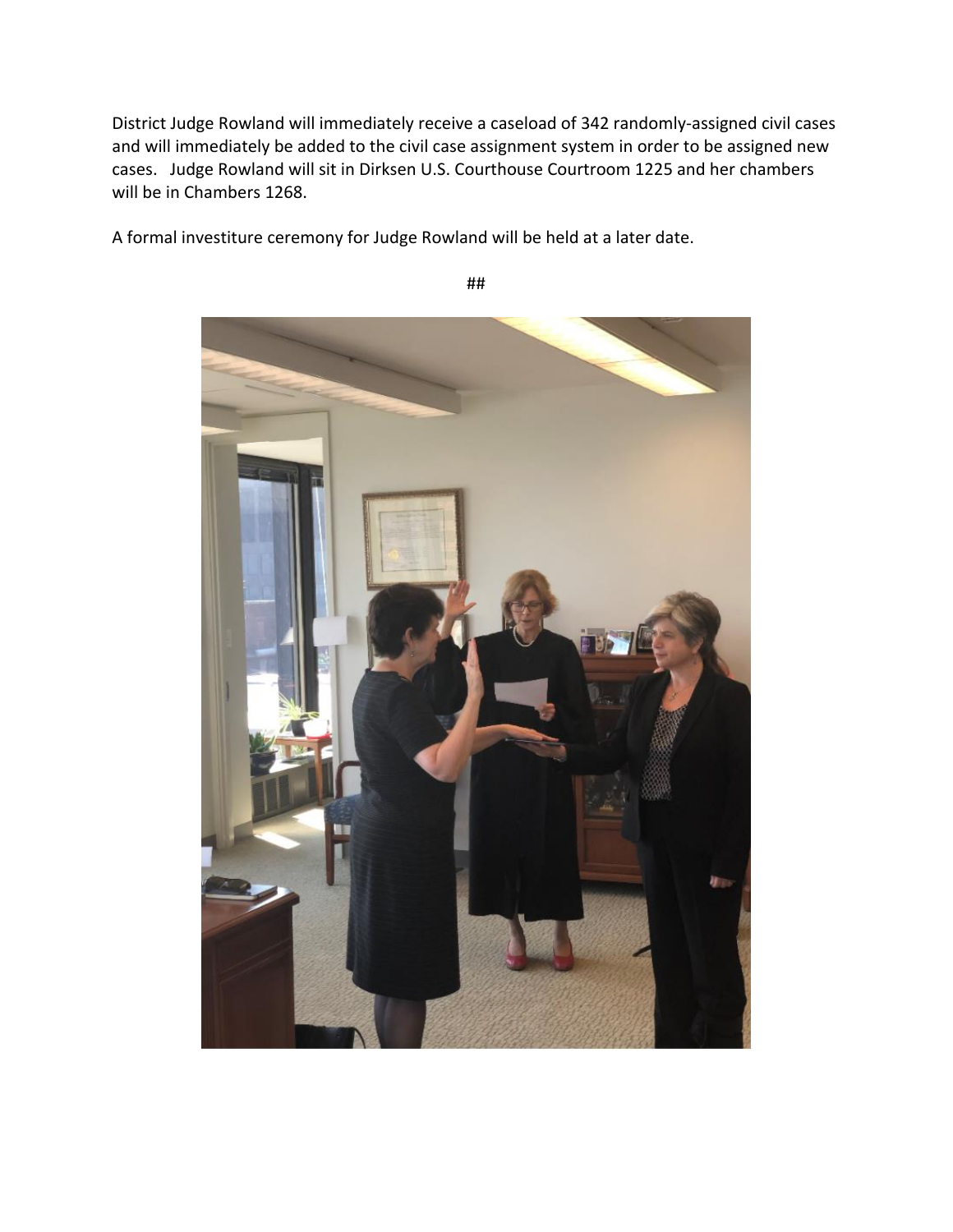District Judge Rowland will immediately receive a caseload of 342 randomly-assigned civil cases and will immediately be added to the civil case assignment system in order to be assigned new cases. Judge Rowland will sit in Dirksen U.S. Courthouse Courtroom 1225 and her chambers will be in Chambers 1268.

A formal investiture ceremony for Judge Rowland will be held at a later date.

##